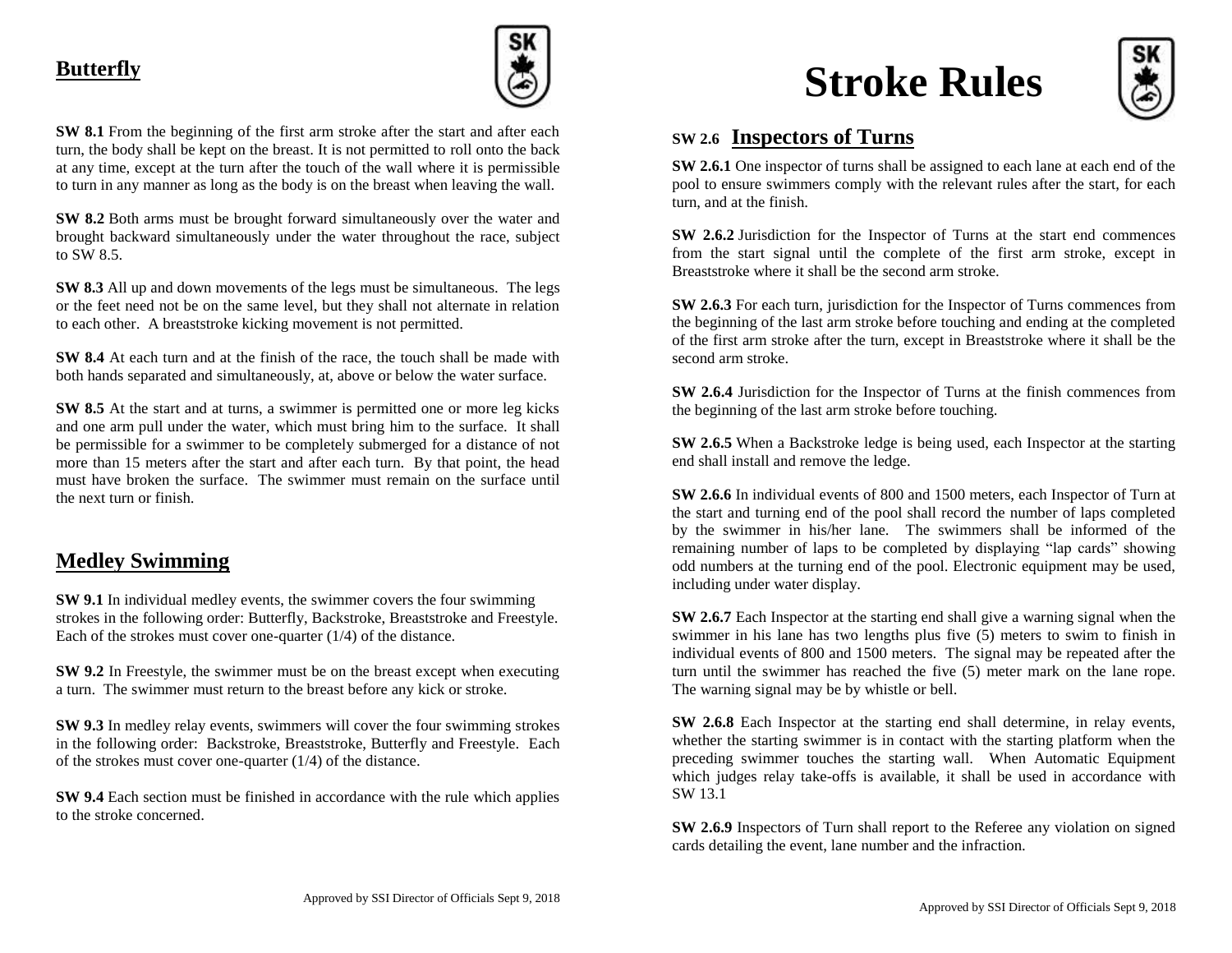## Butterfly

**SW 8.1** From the beginning of the first arm stroke after the start and after each turn, the body shall be kept on the breast. It is not permitted to roll onto the back at any time, except at the turn after the touch of the wall where it is permissible to turn in any manner as long as the body is on the breast when leaving the wall.

**SW 8.2** Both arms must be brought forward simultaneously over the water and brought backward simultaneously under the water throughout the race, subject to SW 8.5.

**SW 8.3** All up and down movements of the legs must be simultaneous. The legs or the feet need not be on the same level, but they shall not alternate in relation to each other. A breaststroke kicking movement is not permitted.

**SW 8.4** At each turn and at the finish of the race, the touch shall be made with both hands separated and simultaneously, at, above or below the water surface.

**SW 8.5** At the start and at turns, a swimmer is permitted one or more leg kicks and one arm pull under the water, which must bring him to the surface. It shall be permissible for a swimmer to be completely submerged for a distance of not more than 15 meters after the start and after each turn. By that point, the head must have broken the surface. The swimmer must remain on the surface until the next turn or finish.

## Medley Swimming

**SW 9.1** In individual medley events, the swimmer covers the four swimming strokes in the following order: Butterfly, Backstroke, Breaststroke and Freestyle. Each of the strokes must cover one-quarter (1/4) of the distance.

**SW 9.2** In Freestyle, the swimmer must be on the breast except when executing a turn. The swimmer must return to the breast before any kick or stroke.

**SW 9.3** In medley relay events, swimmers will cover the four swimming strokes in the following order: Backstroke, Breaststroke, Butterfly and Freestyle. Each of the strokes must cover one-quarter (1/4) of the distance.

**SW 9.4** Each section must be finished in accordance with the rule which applies to the stroke concerned.

Approved by SSI Director of Officials Sept 9, 2018

# Stroke Rules

## SW 2.6 Inspectors of Turns

**SW 2.6.1** One inspector of turns shall be assigned to each lane at each end of the pool to ensure swimmers comply with the relevant rules after the start, for each turn, and at the finish.

**SW 2.6.2** Jurisdiction for the Inspector of Turns at the start end commences from the start signal until the complete of the first arm stroke, except in Breaststroke where it shall be the second arm stroke.

**SW 2.6.3** For each turn, jurisdiction for the Inspector of Turns commences from the beginning of the last arm stroke before touching and ending at the completed of the first arm stroke after the turn, except in Breaststroke where it shall be the second arm stroke.

**SW 2.6.4** Jurisdiction for the Inspector of Turns at the finish commences from the beginning of the last arm stroke before touching.

**SW 2.6.5** When a Backstroke ledge is being used, each Inspector at the starting end shall install and remove the ledge.

**SW 2.6.6** In individual events of 800 and 1500 meters, each Inspector of Turn at the start and turning end of the pool shall record the number of laps completed by the swimmer in his/her lane. The swimmers shall be informed of the remaining number of laps to be completed by displaying "lap cards" showing odd numbers at the turning end of the pool. Electronic equipment may be used, including under water display.

**SW 2.6.7** Each Inspector at the starting end shall give a warning signal when the swimmer in his lane has two lengths plus five (5) meters to swim to finish in individual events of 800 and 1500 meters. The signal may be repeated after the turn until the swimmer has reached the five (5) meter mark on the lane rope. The warning signal may be by whistle or bell.

**SW 2.6.8** Each Inspector at the starting end shall determine, in relay events, whether the starting swimmer is in contact with the starting platform when the preceding swimmer touches the starting wall. When Automatic Equipment which judges relay take-offs is available, it shall be used in accordance with SW 13.1

**SW 2.6.9** Inspectors of Turn shall report to the Referee any violation on signed cards detailing the event, lane number and the infraction.

Approved by SSI Director of Officials Sept 9, 2018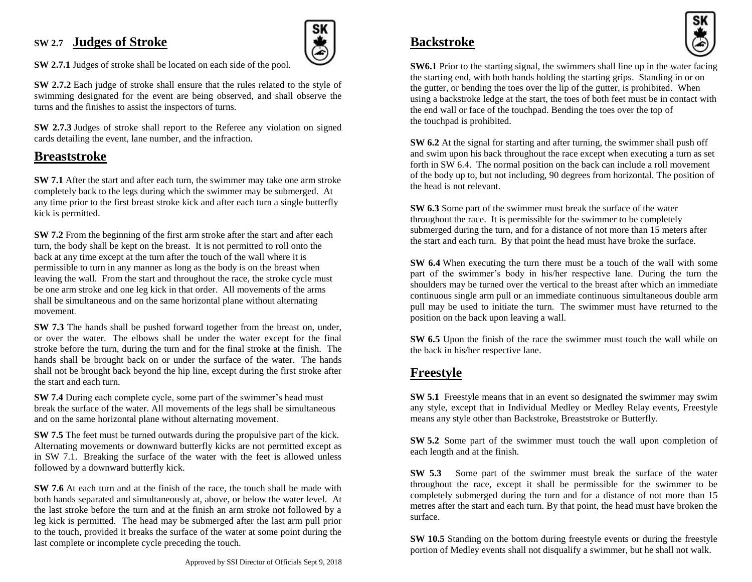## SW 2.7 Judges of Stroke

**SW 2.7.1** Judges of stroke shall be located on each side of the pool.

**SW 2.7.2** Each judge of stroke shall ensure that the rules related to the style of swimming designated for the event are being observed, and shall observe the turns and the finishes to assist the inspectors of turns.

**SW 2.7.3** Judges of stroke shall report to the Referee any violation on signed cards detailing the event, lane number, and the infraction.

## Breaststroke

**SW 7.1** After the start and after each turn, the swimmer may take one arm stroke completely back to the legs during which the swimmer may be submerged. At any time prior to the first breast stroke kick and after each turn a single butterfly kick is permitted.

**SW 7.2** From the beginning of the first arm stroke after the start and after each turn, the body shall be kept on the breast. It is not permitted to roll onto the back at any time except at the turn after the touch of the wall where it is permissible to turn in any manner as long as the body is on the breast when leaving the wall. From the start and throughout the race, the stroke cycle must be one arm stroke and one leg kick in that order. All movements of the arms shall be simultaneous and on the same horizontal plane without alternating movement.

**SW 7.3** The hands shall be pushed forward together from the breast on, under, or over the water. The elbows shall be under the water except for the final stroke before the turn, during the turn and for the final stroke at the finish. The hands shall be brought back on or under the surface of the water. The hands shall not be brought back beyond the hip line, except during the first stroke after the start and each turn.

**SW 7.4** During each complete cycle, some part of the swimmer's head must break the surface of the water. All movements of the legs shall be simultaneous and on the same horizontal plane without alternating movement.

**SW 7.5** The feet must be turned outwards during the propulsive part of the kick. Alternating movements or downward butterfly kicks are not permitted except as in SW 7.1. Breaking the surface of the water with the feet is allowed unless followed by a downward butterfly kick.

**SW 7.6** At each turn and at the finish of the race, the touch shall be made with both hands separated and simultaneously at, above, or below the water level. At the last stroke before the turn and at the finish an arm stroke not followed by a leg kick is permitted. The head may be submerged after the last arm pull prior to the touch, provided it breaks the surface of the water at some point during the last complete or incomplete cycle preceding the touch.

Approved by SSI Director of Officials Sept 9, 2018

## Backstroke

**SW6.1** Prior to the starting signal, the swimmers shall line up in the water facing the starting end, with both hands holding the starting grips. Standing in or on the gutter, or bending the toes over the lip of the gutter, is prohibited. When using a backstroke ledge at the start, the toes of both feet must be in contact with the end wall or face of the touchpad. Bending the toes over the top of the touchpad is prohibited.

**SW 6.2** At the signal for starting and after turning, the swimmer shall push off and swim upon his back throughout the race except when executing a turn as set forth in SW 6.4. The normal position on the back can include a roll movement of the body up to, but not including, 90 degrees from horizontal. The position of the head is not relevant.

**SW 6.3** Some part of the swimmer must break the surface of the water throughout the race. It is permissible for the swimmer to be completely submerged during the turn, and for a distance of not more than 15 meters after the start and each turn. By that point the head must have broke the surface.

**SW 6.4** When executing the turn there must be a touch of the wall with some part of the swimmer's body in his/her respective lane. During the turn the shoulders may be turned over the vertical to the breast after which an immediate continuous single arm pull or an immediate continuous simultaneous double arm pull may be used to initiate the turn. The swimmer must have returned to the position on the back upon leaving a wall.

**SW 6.5** Upon the finish of the race the swimmer must touch the wall while on the back in his/her respective lane.

## Freestyle

**SW 5.1** Freestyle means that in an event so designated the swimmer may swim any style, except that in Individual Medley or Medley Relay events, Freestyle means any style other than Backstroke, Breaststroke or Butterfly.

**SW 5.2** Some part of the swimmer must touch the wall upon completion of each length and at the finish.

**SW 5.3** Some part of the swimmer must break the surface of the water throughout the race, except it shall be permissible for the swimmer to be completely submerged during the turn and for a distance of not more than 15 metres after the start and each turn. By that point, the head must have broken the surface.

**SW 10.5** Standing on the bottom during freestyle events or during the freestyle portion of Medley events shall not disqualify a swimmer, but he shall not walk.